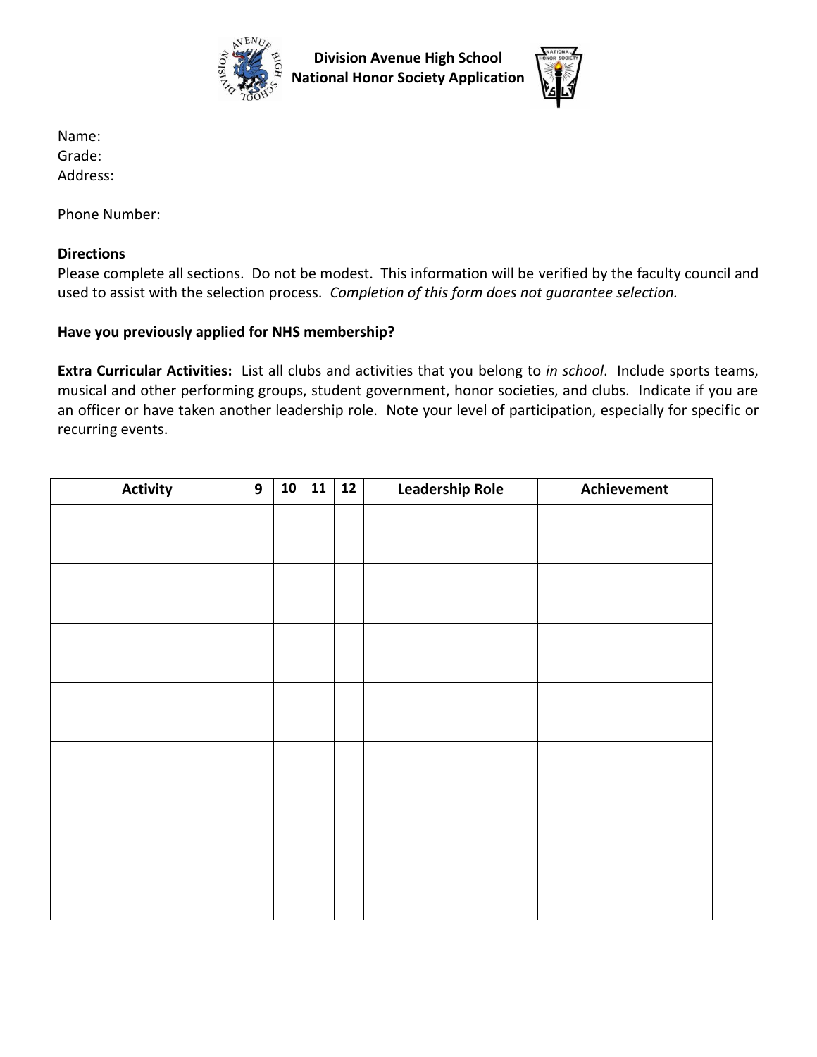# Division Avenue High School National Honor Society Application

Name:
Grade:
Address:

Phone Number:

**Directions**
Please complete all sections. Do not be modest. This information will be verified by the faculty council and used to assist with the selection process. *Completion of this form does not guarantee selection.*

**Have you previously applied for NHS membership?**

**Extra Curricular Activities:** List all clubs and activities that you belong to *in school*. Include sports teams, musical and other performing groups, student government, honor societies, and clubs. Indicate if you are an officer or have taken another leadership role. Note your level of participation, especially for specific or recurring events.

| Activity | 9 | 10 | 11 | 12 | Leadership Role | Achievement |
|---|---|---|---|---|---|---|
| | | | | | | |
| | | | | | | |
| | | | | | | |
| | | | | | | |
| | | | | | | |
| | | | | | | |
| | | | | | | |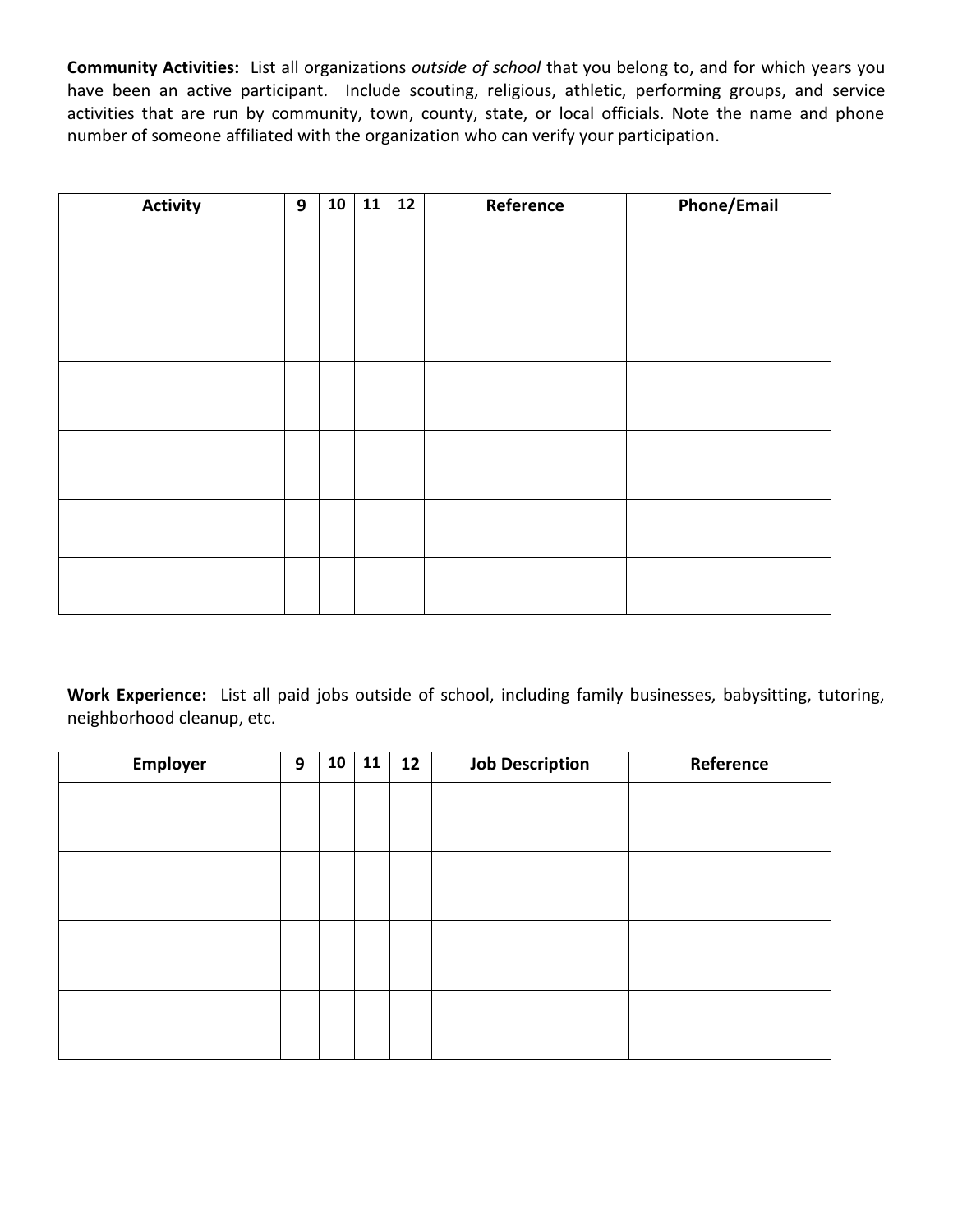**Community Activities:** List all organizations *outside of school* that you belong to, and for which years you have been an active participant. Include scouting, religious, athletic, performing groups, and service activities that are run by community, town, county, state, or local officials. Note the name and phone number of someone affiliated with the organization who can verify your participation.

| Activity | 9 | 10 | 11 | 12 | Reference | Phone/Email |
|---|---|---|---|---|---|---|
| | | | | | | |
| | | | | | | |
| | | | | | | |
| | | | | | | |
| | | | | | | |
| | | | | | | |

**Work Experience:** List all paid jobs outside of school, including family businesses, babysitting, tutoring, neighborhood cleanup, etc.

| Employer | 9 | 10 | 11 | 12 | Job Description | Reference |
|---|---|---|---|---|---|---|
| | | | | | | |
| | | | | | | |
| | | | | | | |
| | | | | | | |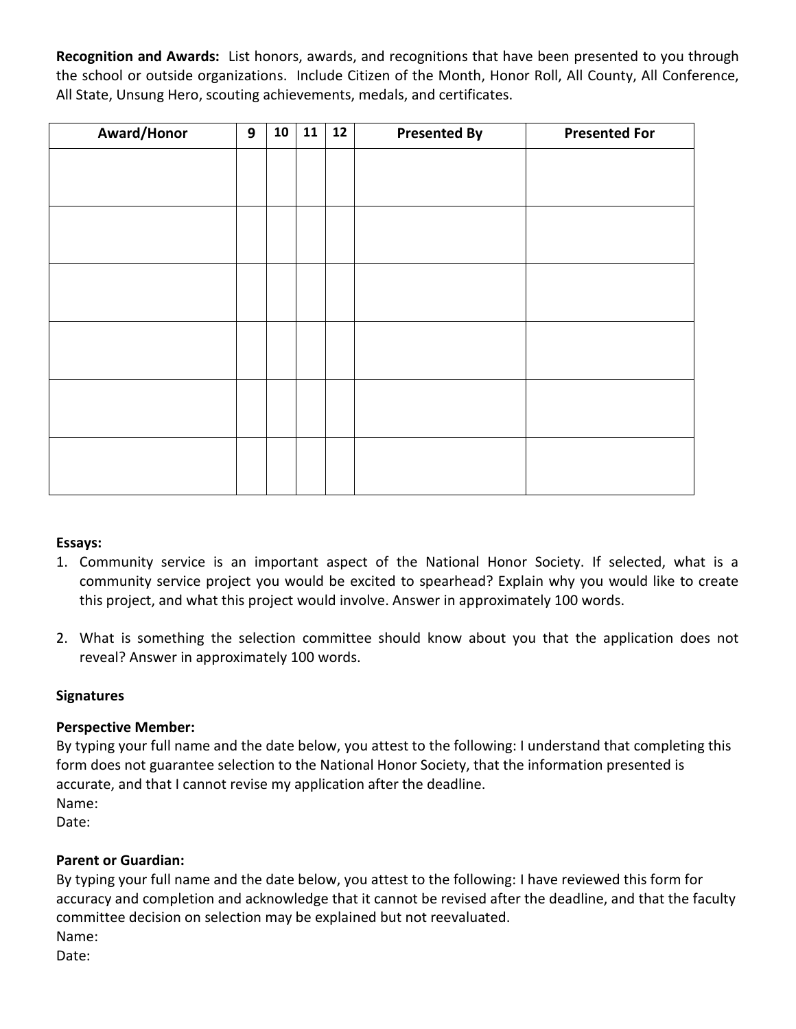**Recognition and Awards:** List honors, awards, and recognitions that have been presented to you through the school or outside organizations. Include Citizen of the Month, Honor Roll, All County, All Conference, All State, Unsung Hero, scouting achievements, medals, and certificates.

| Award/Honor | 9 | 10 | 11 | 12 | Presented By | Presented For |
|---|---|---|---|---|---|---|
| | | | | | | |
| | | | | | | |
| | | | | | | |
| | | | | | | |
| | | | | | | |
| | | | | | | |

**Essays:**

1. Community service is an important aspect of the National Honor Society. If selected, what is a community service project you would be excited to spearhead? Explain why you would like to create this project, and what this project would involve. Answer in approximately 100 words.

2. What is something the selection committee should know about you that the application does not reveal? Answer in approximately 100 words.

**Signatures**

**Perspective Member:**

By typing your full name and the date below, you attest to the following: I understand that completing this form does not guarantee selection to the National Honor Society, that the information presented is accurate, and that I cannot revise my application after the deadline.

Name:

Date:

**Parent or Guardian:**

By typing your full name and the date below, you attest to the following: I have reviewed this form for accuracy and completion and acknowledge that it cannot be revised after the deadline, and that the faculty committee decision on selection may be explained but not reevaluated.

Name:

Date: